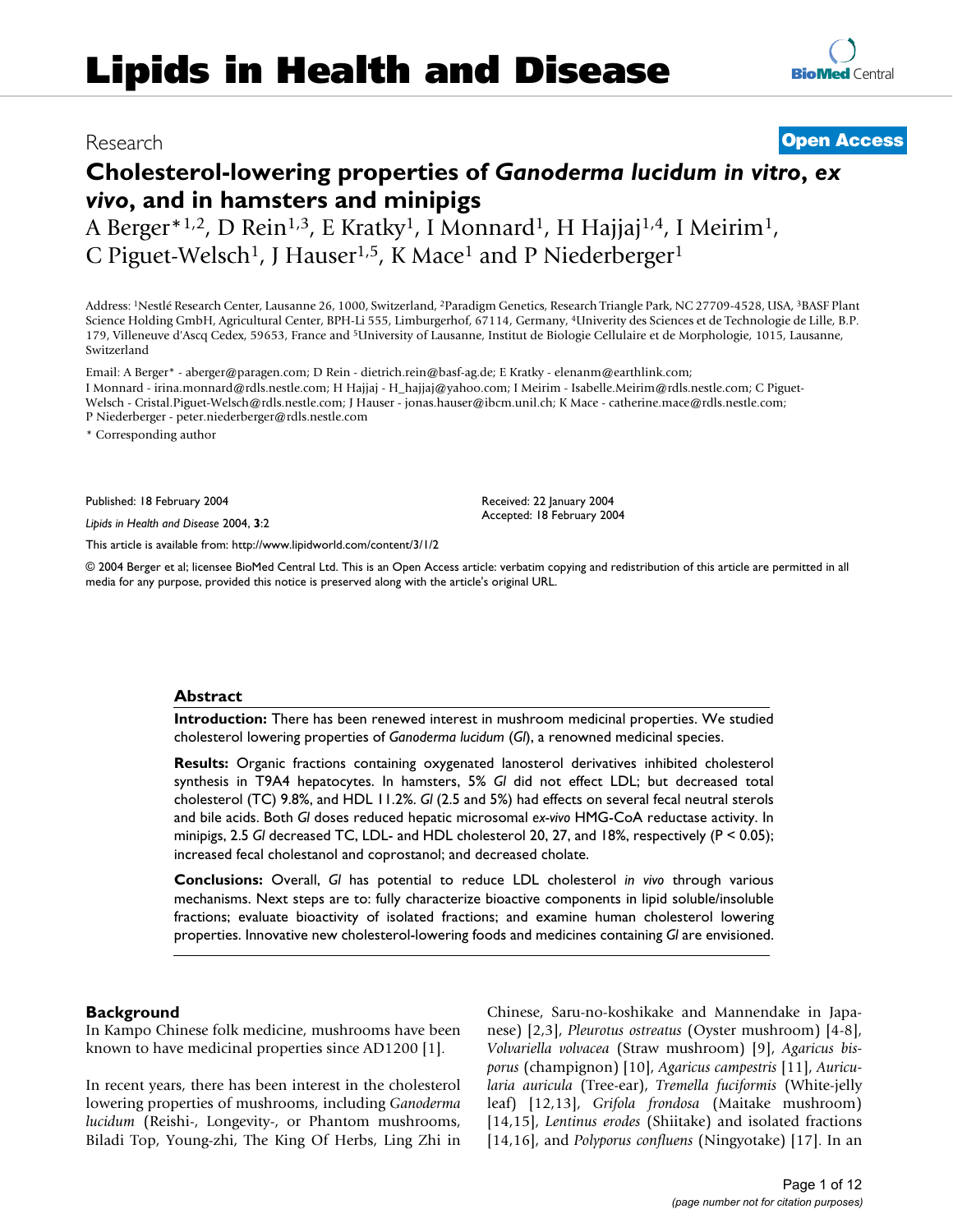Research **Open Access**

# Cholesterol-lowering properties of *Ganoderma lucidum in vitro*, *ex vivo*, and in hamsters and minipigs

A Berger*[1,2], D Rein[1,3], E Kratky[1], I Monnard[1], H Hajjaj[1,4], I Meirim[1], C Piguet-Welsch[1], J Hauser[1,5], K Mace[1] and P Niederberger[1]

Address: [1]Nestlé Research Center, Lausanne 26, 1000, Switzerland, [2]Paradigm Genetics, Research Triangle Park, NC 27709-4528, USA, [3]BASF Plant Science Holding GmbH, Agricultural Center, BPH-Li 555, Limburgerhof, 67114, Germany, [4]Univerity des Sciences et de Technologie de Lille, B.P. 179, Villeneuve d'Ascq Cedex, 59653, France and [5]University of Lausanne, Institut de Biologie Cellulaire et de Morphologie, 1015, Lausanne, Switzerland

Email: A Berger* - aberger@paragen.com; D Rein - dietrich.rein@basf-ag.de; E Kratky - elenanm@earthlink.com; I Monnard - irina.monnard@rdls.nestle.com; H Hajjaj - H_hajjaj@yahoo.com; I Meirim - Isabelle.Meirim@rdls.nestle.com; C Piguet-Welsch - Cristal.Piguet-Welsch@rdls.nestle.com; J Hauser - jonas.hauser@ibcm.unil.ch; K Mace - catherine.mace@rdls.nestle.com; P Niederberger - peter.niederberger@rdls.nestle.com

* Corresponding author

Published: 18 February 2004

*Lipids in Health and Disease* 2004, **3**:2

Received: 22 January 2004
Accepted: 18 February 2004

This article is available from: http://www.lipidworld.com/content/3/1/2

© 2004 Berger et al; licensee BioMed Central Ltd. This is an Open Access article: verbatim copying and redistribution of this article are permitted in all media for any purpose, provided this notice is preserved along with the article's original URL.

## Abstract

**Introduction:** There has been renewed interest in mushroom medicinal properties. We studied cholesterol lowering properties of *Ganoderma lucidum* (*Gl*), a renowned medicinal species.

**Results:** Organic fractions containing oxygenated lanosterol derivatives inhibited cholesterol synthesis in T9A4 hepatocytes. In hamsters, 5% *Gl* did not effect LDL; but decreased total cholesterol (TC) 9.8%, and HDL 11.2%. *Gl* (2.5 and 5%) had effects on several fecal neutral sterols and bile acids. Both *Gl* doses reduced hepatic microsomal *ex-vivo* HMG-CoA reductase activity. In minipigs, 2.5 *Gl* decreased TC, LDL- and HDL cholesterol 20, 27, and 18%, respectively ($P < 0.05$); increased fecal cholestanol and coprostanol; and decreased cholate.

**Conclusions:** Overall, *Gl* has potential to reduce LDL cholesterol *in vivo* through various mechanisms. Next steps are to: fully characterize bioactive components in lipid soluble/insoluble fractions; evaluate bioactivity of isolated fractions; and examine human cholesterol lowering properties. Innovative new cholesterol-lowering foods and medicines containing *Gl* are envisioned.

## Background

In Kampo Chinese folk medicine, mushrooms have been known to have medicinal properties since AD1200 [1].

In recent years, there has been interest in the cholesterol lowering properties of mushrooms, including *Ganoderma lucidum* (Reishi-, Longevity-, or Phantom mushrooms, Biladi Top, Young-zhi, The King Of Herbs, Ling Zhi in Chinese, Saru-no-koshikake and Mannendake in Japanese) [2,3], *Pleurotus ostreatus* (Oyster mushroom) [4-8], *Volvariella volvacea* (Straw mushroom) [9], *Agaricus bisporus* (champignon) [10], *Agaricus campestris* [11], *Auricularia auricula* (Tree-ear), *Tremella fuciformis* (White-jelly leaf) [12,13], *Grifola frondosa* (Maitake mushroom) [14,15], *Lentinus erodes* (Shiitake) and isolated fractions [14,16], and *Polyporus confluens* (Ningyotake) [17]. In an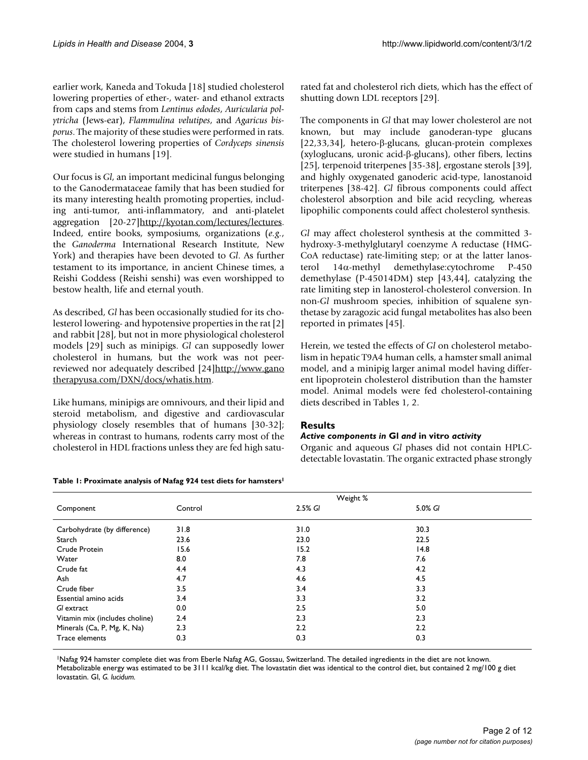earlier work, Kaneda and Tokuda [18] studied cholesterol lowering properties of ether-, water- and ethanol extracts from caps and stems from *Lentinus edodes*, *Auricularia polytricha* (Jews-ear), *Flammulina velutipes*, and *Agaricus bisporus*. The majority of these studies were performed in rats. The cholesterol lowering properties of *Cordyceps sinensis* were studied in humans [19].

Our focus is *Gl*, an important medicinal fungus belonging to the Ganodermataceae family that has been studied for its many interesting health promoting properties, including anti-tumor, anti-inflammatory, and anti-platelet aggregation [20-27]http://kyotan.com/lectures/lectures. Indeed, entire books, symposiums, organizations (*e.g.*, the *Ganoderma* International Research Institute, New York) and therapies have been devoted to *Gl*. As further testament to its importance, in ancient Chinese times, a Reishi Goddess (Reishi senshi) was even worshipped to bestow health, life and eternal youth.

As described, *Gl* has been occasionally studied for its cholesterol lowering- and hypotensive properties in the rat [2] and rabbit [28], but not in more physiological cholesterol models [29] such as minipigs. *Gl* can supposedly lower cholesterol in humans, but the work was not peer-reviewed nor adequately described [24]http://www.ganotherapyusa.com/DXN/docs/whatis.htm.

Like humans, minipigs are omnivours, and their lipid and steroid metabolism, and digestive and cardiovascular physiology closely resembles that of humans [30-32]; whereas in contrast to humans, rodents carry most of the cholesterol in HDL fractions unless they are fed high saturated fat and cholesterol rich diets, which has the effect of shutting down LDL receptors [29].

The components in *Gl* that may lower cholesterol are not known, but may include ganoderan-type glucans [22,33,34], hetero-β-glucans, glucan-protein complexes (xyloglucans, uronic acid-β-glucans), other fibers, lectins [25], terpenoid triterpenes [35-38], ergostane sterols [39], and highly oxygenated ganoderic acid-type, lanostanoid triterpenes [38-42]. *Gl* fibrous components could affect cholesterol absorption and bile acid recycling, whereas lipophilic components could affect cholesterol synthesis.

*Gl* may affect cholesterol synthesis at the committed 3-hydroxy-3-methylglutaryl coenzyme A reductase (HMG-CoA reductase) rate-limiting step; or at the latter lanosterol 14α-methyl demethylase:cytochrome P-450 demethylase (P-45014DM) step [43,44], catalyzing the rate limiting step in lanosterol-cholesterol conversion. In non-*Gl* mushroom species, inhibition of squalene synthetase by zaragozic acid fungal metabolites has also been reported in primates [45].

Herein, we tested the effects of *Gl* on cholesterol metabolism in hepatic T9A4 human cells, a hamster small animal model, and a minipig larger animal model having different lipoprotein cholesterol distribution than the hamster model. Animal models were fed cholesterol-containing diets described in Tables 1, 2.

## Results

### *Active components in* Gl *and* in vitro *activity*

Organic and aqueous *Gl* phases did not contain HPLC-detectable lovastatin. The organic extracted phase strongly

**Table 1: Proximate analysis of Nafag 924 test diets for hamsters[1]**

| Component | Weight % | | |
|---|---|---|---|
| | Control | 2.5% *Gl* | 5.0% *Gl* |
| Carbohydrate (by difference) | 31.8 | 31.0 | 30.3 |
| Starch | 23.6 | 23.0 | 22.5 |
| Crude Protein | 15.6 | 15.2 | 14.8 |
| Water | 8.0 | 7.8 | 7.6 |
| Crude fat | 4.4 | 4.3 | 4.2 |
| Ash | 4.7 | 4.6 | 4.5 |
| Crude fiber | 3.5 | 3.4 | 3.3 |
| Essential amino acids | 3.4 | 3.3 | 3.2 |
| *Gl* extract | 0.0 | 2.5 | 5.0 |
| Vitamin mix (includes choline) | 2.4 | 2.3 | 2.3 |
| Minerals (Ca, P, Mg, K, Na) | 2.3 | 2.2 | 2.2 |
| Trace elements | 0.3 | 0.3 | 0.3 |

[1]Nafag 924 hamster complete diet was from Eberle Nafag AG, Gossau, Switzerland. The detailed ingredients in the diet are not known. Metabolizable energy was estimated to be 3111 kcal/kg diet. The lovastatin diet was identical to the control diet, but contained 2 mg/100 g diet lovastatin. Gl, *G. lucidum*.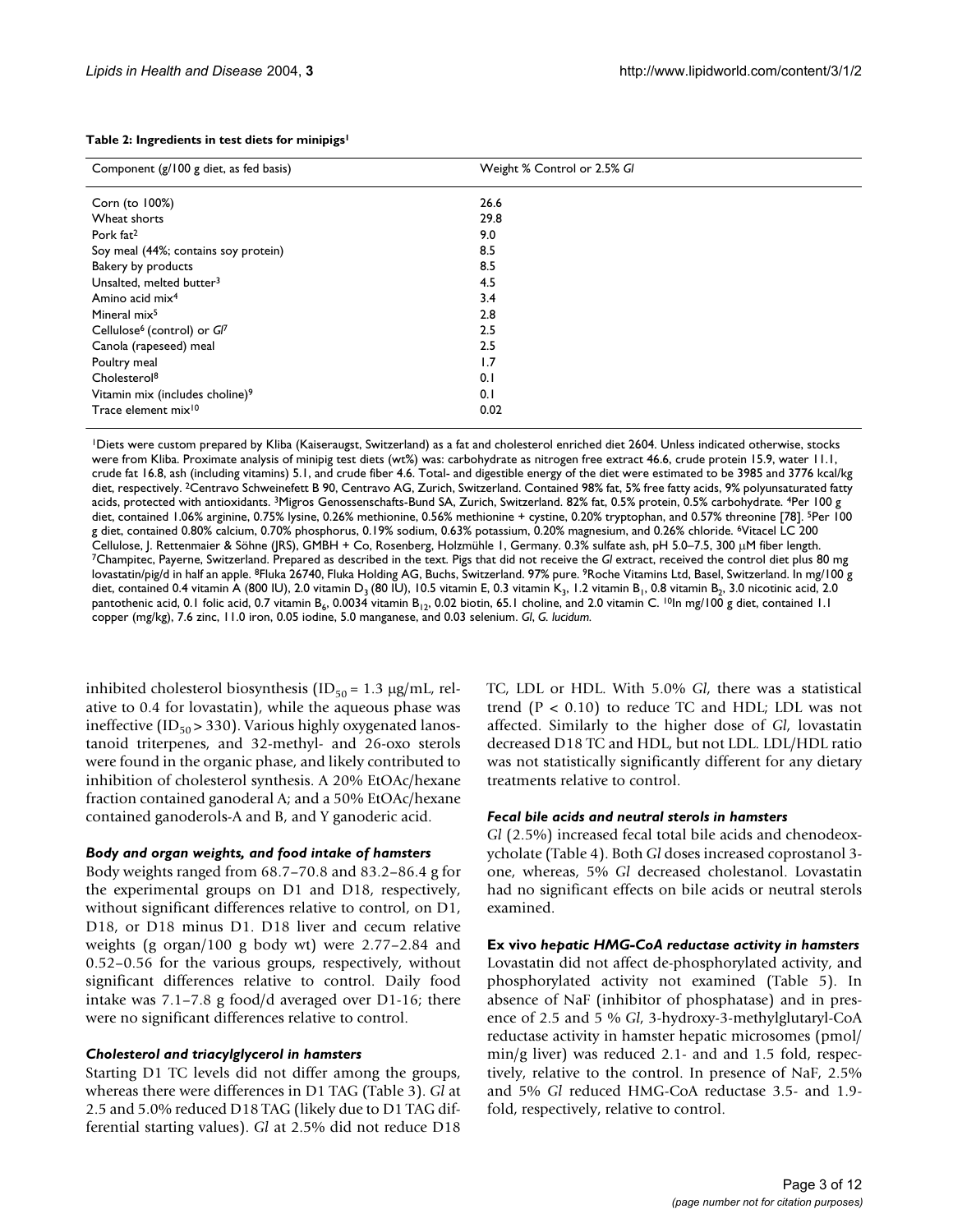**Table 2: Ingredients in test diets for minipigs[1]**

| Component (g/100 g diet, as fed basis) | Weight % Control or 2.5% *Gl* |
| --- | --- |
| Corn (to 100%) | 26.6 |
| Wheat shorts | 29.8 |
| Pork fat[2] | 9.0 |
| Soy meal (44%; contains soy protein) | 8.5 |
| Bakery by products | 8.5 |
| Unsalted, melted butter[3] | 4.5 |
| Amino acid mix[4] | 3.4 |
| Mineral mix[5] | 2.8 |
| Cellulose[6] (control) or *Gl*[7] | 2.5 |
| Canola (rapeseed) meal | 2.5 |
| Poultry meal | 1.7 |
| Cholesterol[8] | 0.1 |
| Vitamin mix (includes choline)[9] | 0.1 |
| Trace element mix[10] | 0.02 |

[1]Diets were custom prepared by Kliba (Kaiseraugst, Switzerland) as a fat and cholesterol enriched diet 2604. Unless indicated otherwise, stocks were from Kliba. Proximate analysis of minipig test diets (wt%) was: carbohydrate as nitrogen free extract 46.6, crude protein 15.9, water 11.1, crude fat 16.8, ash (including vitamins) 5.1, and crude fiber 4.6. Total- and digestible energy of the diet were estimated to be 3985 and 3776 kcal/kg diet, respectively. [2]Centravo Schweinefett B 90, Centravo AG, Zurich, Switzerland. Contained 98% fat, 5% free fatty acids, 9% polyunsaturated fatty acids, protected with antioxidants. [3]Migros Genossenschafts-Bund SA, Zurich, Switzerland. 82% fat, 0.5% protein, 0.5% carbohydrate. [4]Per 100 g diet, contained 1.06% arginine, 0.75% lysine, 0.26% methionine, 0.56% methionine + cystine, 0.20% tryptophan, and 0.57% threonine [78]. [5]Per 100 g diet, contained 0.80% calcium, 0.70% phosphorus, 0.19% sodium, 0.63% potassium, 0.20% magnesium, and 0.26% chloride. [6]Vitacel LC 200 Cellulose, J. Rettenmaier & Söhne (JRS), GMBH + Co, Rosenberg, Holzmühle 1, Germany. 0.3% sulfate ash, pH 5.0–7.5, 300 μM fiber length. [7]Champitec, Payerne, Switzerland. Prepared as described in the text. Pigs that did not receive the *Gl* extract, received the control diet plus 80 mg lovastatin/pig/d in half an apple. [8]Fluka 26740, Fluka Holding AG, Buchs, Switzerland. 97% pure. [9]Roche Vitamins Ltd, Basel, Switzerland. In mg/100 g diet, contained 0.4 vitamin A (800 IU), 2.0 vitamin $D_3$ (80 IU), 10.5 vitamin E, 0.3 vitamin $K_3$, 1.2 vitamin $B_1$, 0.8 vitamin $B_2$, 3.0 nicotinic acid, 2.0 pantothenic acid, 0.1 folic acid, 0.7 vitamin $B_6$, 0.0034 vitamin $B_{12}$, 0.02 biotin, 65.1 choline, and 2.0 vitamin C. [10]In mg/100 g diet, contained 1.1 copper (mg/kg), 7.6 zinc, 11.0 iron, 0.05 iodine, 5.0 manganese, and 0.03 selenium. *Gl*, *G. lucidum*.

inhibited cholesterol biosynthesis ($ID_{50}$ = 1.3 μg/mL, relative to 0.4 for lovastatin), while the aqueous phase was ineffective ($ID_{50}$ > 330). Various highly oxygenated lanostanoid triterpenes, and 32-methyl- and 26-oxo sterols were found in the organic phase, and likely contributed to inhibition of cholesterol synthesis. A 20% EtOAc/hexane fraction contained ganoderal A; and a 50% EtOAc/hexane contained ganoderols-A and B, and Y ganoderic acid.

### Body and organ weights, and food intake of hamsters

Body weights ranged from 68.7–70.8 and 83.2–86.4 g for the experimental groups on D1 and D18, respectively, without significant differences relative to control, on D1, D18, or D18 minus D1. D18 liver and cecum relative weights (g organ/100 g body wt) were 2.77–2.84 and 0.52–0.56 for the various groups, respectively, without significant differences relative to control. Daily food intake was 7.1–7.8 g food/d averaged over D1-16; there were no significant differences relative to control.

### Cholesterol and triacylglycerol in hamsters

Starting D1 TC levels did not differ among the groups, whereas there were differences in D1 TAG (Table 3). *Gl* at 2.5 and 5.0% reduced D18 TAG (likely due to D1 TAG differential starting values). *Gl* at 2.5% did not reduce D18 TC, LDL or HDL. With 5.0% *Gl*, there was a statistical trend ($P < 0.10$) to reduce TC and HDL; LDL was not affected. Similarly to the higher dose of *Gl*, lovastatin decreased D18 TC and HDL, but not LDL. LDL/HDL ratio was not statistically significantly different for any dietary treatments relative to control.

### Fecal bile acids and neutral sterols in hamsters

*Gl* (2.5%) increased fecal total bile acids and chenodeoxycholate (Table 4). Both *Gl* doses increased coprostanol 3-one, whereas, 5% *Gl* decreased cholestanol. Lovastatin had no significant effects on bile acids or neutral sterols examined.

### Ex vivo *hepatic HMG-CoA reductase activity in hamsters*

Lovastatin did not affect de-phosphorylated activity, and phosphorylated activity not examined (Table 5). In absence of NaF (inhibitor of phosphatase) and in presence of 2.5 and 5 % *Gl*, 3-hydroxy-3-methylglutaryl-CoA reductase activity in hamster hepatic microsomes (pmol/min/g liver) was reduced 2.1- and and 1.5 fold, respectively, relative to the control. In presence of NaF, 2.5% and 5% *Gl* reduced HMG-CoA reductase 3.5- and 1.9-fold, respectively, relative to control.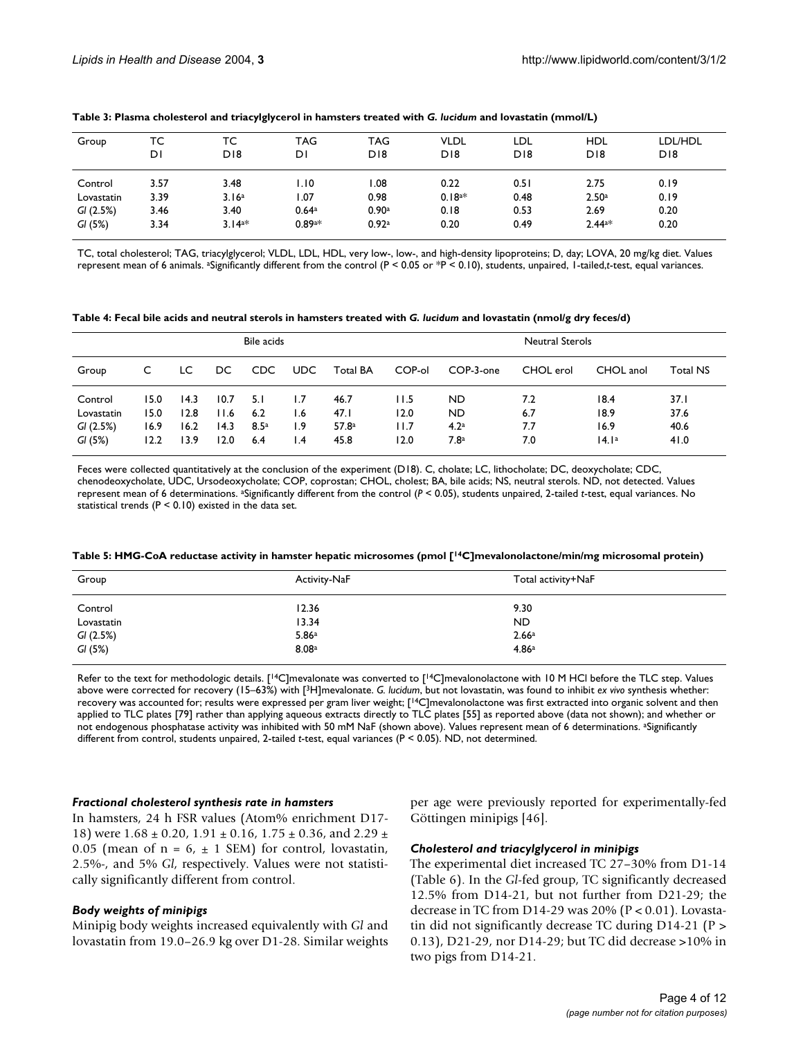**Table 3: Plasma cholesterol and triacylglycerol in hamsters treated with *G. lucidum* and lovastatin (mmol/L)**

| Group | TC D1 | TC D18 | TAG D1 | TAG D18 | VLDL D18 | LDL D18 | HDL D18 | LDL/HDL D18 |
|---|---|---|---|---|---|---|---|---|
| Control | 3.57 | 3.48 | 1.10 | 1.08 | 0.22 | 0.51 | 2.75 | 0.19 |
| Lovastatin | 3.39 | 3.16[a] | 1.07 | 0.98 | 0.18[a*] | 0.48 | 2.50[a] | 0.19 |
| *Gl* (2.5%) | 3.46 | 3.40 | 0.64[a] | 0.90[a] | 0.18 | 0.53 | 2.69 | 0.20 |
| *Gl* (5%) | 3.34 | 3.14[a*] | 0.89[a*] | 0.92[a] | 0.20 | 0.49 | 2.44[a*] | 0.20 |

TC, total cholesterol; TAG, triacylglycerol; VLDL, LDL, HDL, very low-, low-, and high-density lipoproteins; D, day; LOVA, 20 mg/kg diet. Values represent mean of 6 animals. [a]Significantly different from the control ($P < 0.05$ or $^{*}P < 0.10$), students, unpaired, 1-tailed,*t*-test, equal variances.

**Table 4: Fecal bile acids and neutral sterols in hamsters treated with *G. lucidum* and lovastatin (nmol/g dry feces/d)**

| | Bile acids | | | | | | Neutral Sterols | | | | |
|---|---|---|---|---|---|---|---|---|---|---|---|
| Group | C | LC | DC | CDC | UDC | Total BA | COP-ol | COP-3-one | CHOL erol | CHOL anol | Total NS |
| Control | 15.0 | 14.3 | 10.7 | 5.1 | 1.7 | 46.7 | 11.5 | ND | 7.2 | 18.4 | 37.1 |
| Lovastatin | 15.0 | 12.8 | 11.6 | 6.2 | 1.6 | 47.1 | 12.0 | ND | 6.7 | 18.9 | 37.6 |
| *Gl* (2.5%) | 16.9 | 16.2 | 14.3 | 8.5[a] | 1.9 | 57.8[a] | 11.7 | 4.2[a] | 7.7 | 16.9 | 40.6 |
| *Gl* (5%) | 12.2 | 13.9 | 12.0 | 6.4 | 1.4 | 45.8 | 12.0 | 7.8[a] | 7.0 | 14.1[a] | 41.0 |

Feces were collected quantitatively at the conclusion of the experiment (D18). C, cholate; LC, lithocholate; DC, deoxycholate; CDC, chenodeoxycholate, UDC, Ursodeoxycholate; COP, coprostan; CHOL, cholest; BA, bile acids; NS, neutral sterols. ND, not detected. Values represent mean of 6 determinations. [a]Significantly different from the control ($P < 0.05$), students unpaired, 2-tailed *t*-test, equal variances. No statistical trends ($P < 0.10$) existed in the data set.

**Table 5: HMG-CoA reductase activity in hamster hepatic microsomes (pmol [$^{14}$C]mevalonolactone/min/mg microsomal protein)**

| Group | Activity-NaF | Total activity+NaF |
|---|---|---|
| Control | 12.36 | 9.30 |
| Lovastatin | 13.34 | ND |
| *Gl* (2.5%) | 5.86[a] | 2.66[a] |
| *Gl* (5%) | 8.08[a] | 4.86[a] |

Refer to the text for methodologic details. [$^{14}$C]mevalonate was converted to [$^{14}$C]mevalonolactone with 10 M HCl before the TLC step. Values above were corrected for recovery (15–63%) with [$^{3}$H]mevalonate. *G. lucidum*, but not lovastatin, was found to inhibit *ex vivo* synthesis whether: recovery was accounted for; results were expressed per gram liver weight; [$^{14}$C]mevalonolactone was first extracted into organic solvent and then applied to TLC plates [79] rather than applying aqueous extracts directly to TLC plates [55] as reported above (data not shown); and whether or not endogenous phosphatase activity was inhibited with 50 mM NaF (shown above). Values represent mean of 6 determinations. [a]Significantly different from control, students unpaired, 2-tailed *t*-test, equal variances ($P < 0.05$). ND, not determined.

### *Fractional cholesterol synthesis rate in hamsters*

In hamsters, 24 h FSR values (Atom% enrichment D17-18) were $1.68 \pm 0.20$, $1.91 \pm 0.16$, $1.75 \pm 0.36$, and $2.29 \pm 0.05$ (mean of $n = 6$, $\pm$ 1 SEM) for control, lovastatin, 2.5%-, and 5% *Gl*, respectively. Values were not statistically significantly different from control.

### *Body weights of minipigs*

Minipig body weights increased equivalently with *Gl* and lovastatin from 19.0–26.9 kg over D1-28. Similar weights per age were previously reported for experimentally-fed Göttingen minipigs [46].

### *Cholesterol and triacylglycerol in minipigs*

The experimental diet increased TC 27–30% from D1-14 (Table 6). In the *Gl*-fed group, TC significantly decreased 12.5% from D14-21, but not further from D21-29; the decrease in TC from D14-29 was 20% ($P < 0.01$). Lovastatin did not significantly decrease TC during D14-21 ($P > 0.13$), D21-29, nor D14-29; but TC did decrease >10% in two pigs from D14-21.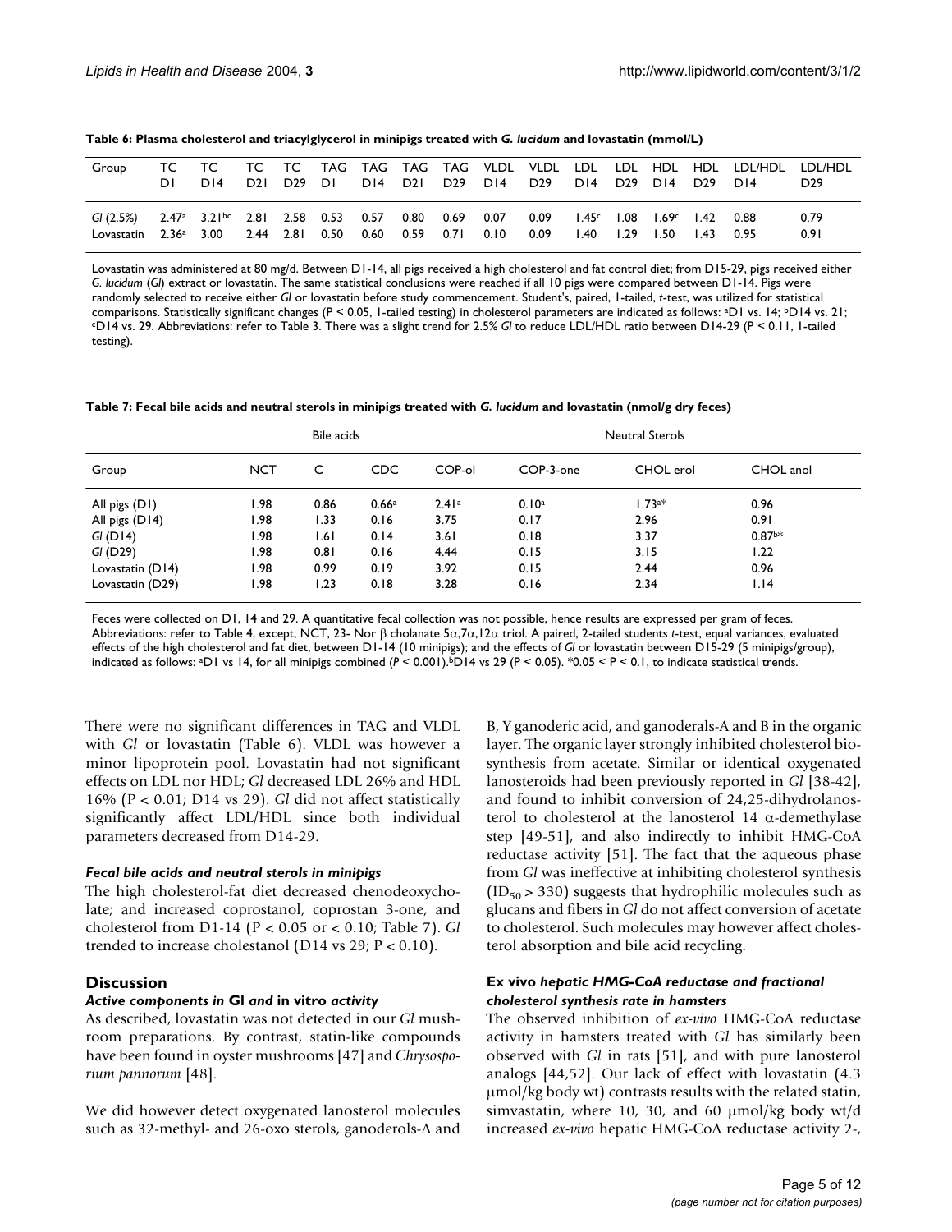**Table 6: Plasma cholesterol and triacylglycerol in minipigs treated with *G. lucidum* and lovastatin (mmol/L)**

| Group | TC D1 | TC D14 | TC D21 | TC D29 | TAG D1 | TAG D14 | TAG D21 | TAG D29 | VLDL D14 | VLDL D29 | LDL D14 | LDL D29 | HDL D14 | HDL D29 | LDL/HDL D14 | LDL/HDL D29 |
|---|---|---|---|---|---|---|---|---|---|---|---|---|---|---|---|---|
| *Gl* (2.5%) | 2.47[a] | 3.21[bc] | 2.81 | 2.58 | 0.53 | 0.57 | 0.80 | 0.69 | 0.07 | 0.09 | 1.45[c] | 1.08 | 1.69[c] | 1.42 | 0.88 | 0.79 |
| Lovastatin | 2.36[a] | 3.00 | 2.44 | 2.81 | 0.50 | 0.60 | 0.59 | 0.71 | 0.10 | 0.09 | 1.40 | 1.29 | 1.50 | 1.43 | 0.95 | 0.91 |

Lovastatin was administered at 80 mg/d. Between D1-14, all pigs received a high cholesterol and fat control diet; from D15-29, pigs received either *G. lucidum* (*Gl*) extract or lovastatin. The same statistical conclusions were reached if all 10 pigs were compared between D1-14. Pigs were randomly selected to receive either *Gl* or lovastatin before study commencement. Student's, paired, 1-tailed, *t*-test, was utilized for statistical comparisons. Statistically significant changes (P < 0.05, 1-tailed testing) in cholesterol parameters are indicated as follows: [a]D1 vs. 14; [b]D14 vs. 21; [c]D14 vs. 29. Abbreviations: refer to Table 3. There was a slight trend for 2.5% *Gl* to reduce LDL/HDL ratio between D14-29 (P < 0.11, 1-tailed testing).

**Table 7: Fecal bile acids and neutral sterols in minipigs treated with *G. lucidum* and lovastatin (nmol/g dry feces)**

| | Bile acids | | | Neutral Sterols | | | |
|---|---|---|---|---|---|---|---|
| Group | NCT | C | CDC | COP-ol | COP-3-one | CHOL erol | CHOL anol |
| All pigs (D1) | 1.98 | 0.86 | 0.66[a] | 2.41[a] | 0.10[a] | 1.73[a]* | 0.96 |
| All pigs (D14) | 1.98 | 1.33 | 0.16 | 3.75 | 0.17 | 2.96 | 0.91 |
| *Gl* (D14) | 1.98 | 1.61 | 0.14 | 3.61 | 0.18 | 3.37 | 0.87[b]* |
| *Gl* (D29) | 1.98 | 0.81 | 0.16 | 4.44 | 0.15 | 3.15 | 1.22 |
| Lovastatin (D14) | 1.98 | 0.99 | 0.19 | 3.92 | 0.15 | 2.44 | 0.96 |
| Lovastatin (D29) | 1.98 | 1.23 | 0.18 | 3.28 | 0.16 | 2.34 | 1.14 |

Feces were collected on D1, 14 and 29. A quantitative fecal collection was not possible, hence results are expressed per gram of feces. Abbreviations: refer to Table 4, except, NCT, 23- Nor β cholanate 5α,7α,12α triol. A paired, 2-tailed students *t*-test, equal variances, evaluated effects of the high cholesterol and fat diet, between D1-14 (10 minipigs); and the effects of *Gl* or lovastatin between D15-29 (5 minipigs/group), indicated as follows: [a]D1 vs 14, for all minipigs combined (*P* < 0.001).[b]D14 vs 29 (P < 0.05). *0.05 < P < 0.1, to indicate statistical trends.

There were no significant differences in TAG and VLDL with *Gl* or lovastatin (Table 6). VLDL was however a minor lipoprotein pool. Lovastatin had not significant effects on LDL nor HDL; *Gl* decreased LDL 26% and HDL 16% (P < 0.01; D14 vs 29). *Gl* did not affect statistically significantly affect LDL/HDL since both individual parameters decreased from D14-29.

#### *Fecal bile acids and neutral sterols in minipigs*

The high cholesterol-fat diet decreased chenodeoxycholate; and increased coprostanol, coprostan 3-one, and cholesterol from D1-14 (P < 0.05 or < 0.10; Table 7). *Gl* trended to increase cholestanol (D14 vs 29; P < 0.10).

## Discussion

#### *Active components in* Gl *and* in vitro *activity*

As described, lovastatin was not detected in our *Gl* mushroom preparations. By contrast, statin-like compounds have been found in oyster mushrooms [47] and *Chrysosporium pannorum* [48].

We did however detect oxygenated lanosterol molecules such as 32-methyl- and 26-oxo sterols, ganoderols-A and B, Y ganoderic acid, and ganoderals-A and B in the organic layer. The organic layer strongly inhibited cholesterol biosynthesis from acetate. Similar or identical oxygenated lanosteroids had been previously reported in *Gl* [38-42], and found to inhibit conversion of 24,25-dihydrolanosterol to cholesterol at the lanosterol 14 α-demethylase step [49-51], and also indirectly to inhibit HMG-CoA reductase activity [51]. The fact that the aqueous phase from *Gl* was ineffective at inhibiting cholesterol synthesis ($ID_{50}$ > 330) suggests that hydrophilic molecules such as glucans and fibers in *Gl* do not affect conversion of acetate to cholesterol. Such molecules may however affect cholesterol absorption and bile acid recycling.

#### **Ex vivo** *hepatic HMG-CoA reductase and fractional cholesterol synthesis rate in hamsters*

The observed inhibition of *ex-vivo* HMG-CoA reductase activity in hamsters treated with *Gl* has similarly been observed with *Gl* in rats [51], and with pure lanosterol analogs [44,52]. Our lack of effect with lovastatin (4.3 μmol/kg body wt) contrasts results with the related statin, simvastatin, where 10, 30, and 60 μmol/kg body wt/d increased *ex-vivo* hepatic HMG-CoA reductase activity 2-,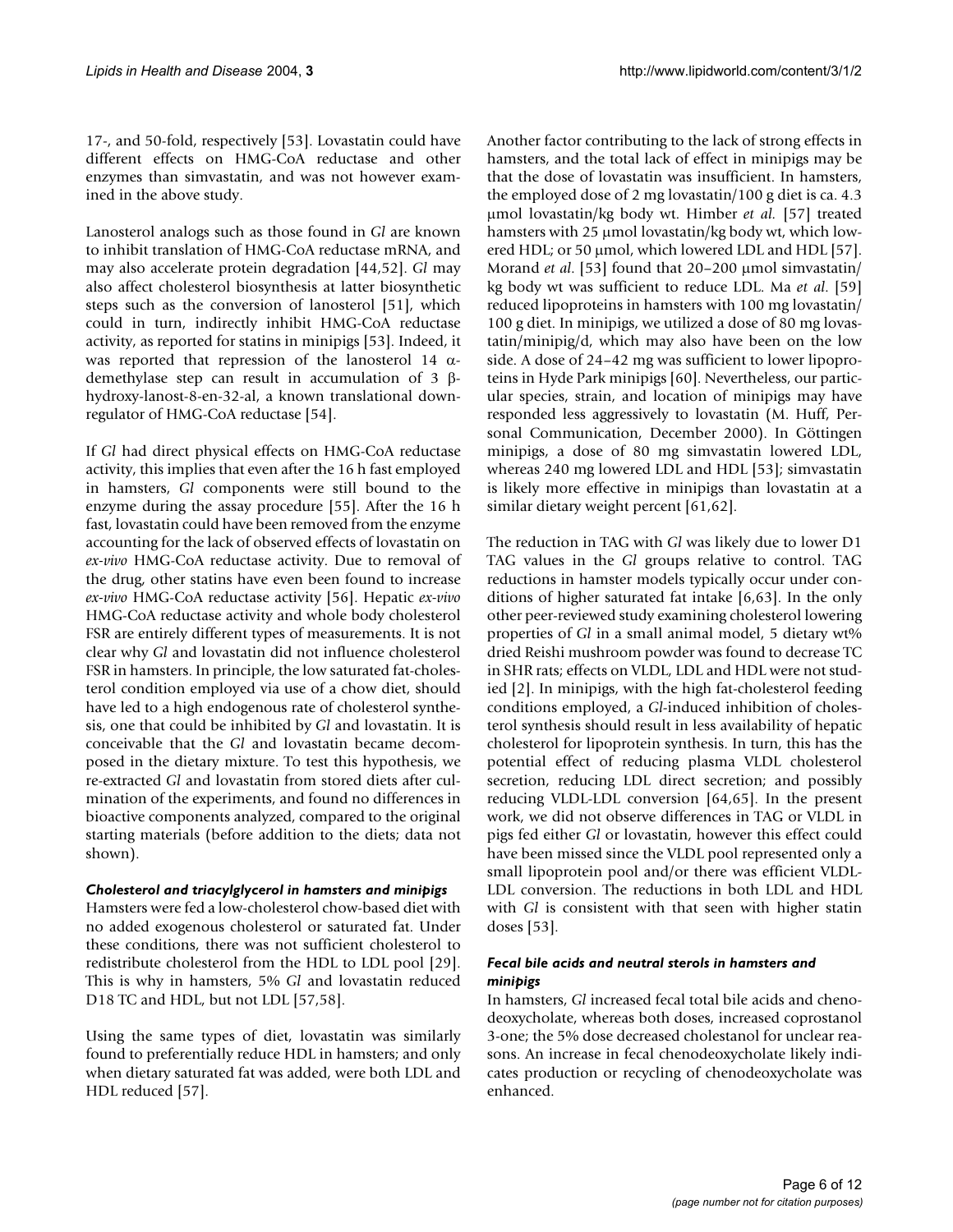17-, and 50-fold, respectively [53]. Lovastatin could have different effects on HMG-CoA reductase and other enzymes than simvastatin, and was not however examined in the above study.

Lanosterol analogs such as those found in *Gl* are known to inhibit translation of HMG-CoA reductase mRNA, and may also accelerate protein degradation [44,52]. *Gl* may also affect cholesterol biosynthesis at latter biosynthetic steps such as the conversion of lanosterol [51], which could in turn, indirectly inhibit HMG-CoA reductase activity, as reported for statins in minipigs [53]. Indeed, it was reported that repression of the lanosterol 14 $\alpha$-demethylase step can result in accumulation of 3 $\beta$-hydroxy-lanost-8-en-32-al, a known translational down-regulator of HMG-CoA reductase [54].

If *Gl* had direct physical effects on HMG-CoA reductase activity, this implies that even after the 16 h fast employed in hamsters, *Gl* components were still bound to the enzyme during the assay procedure [55]. After the 16 h fast, lovastatin could have been removed from the enzyme accounting for the lack of observed effects of lovastatin on *ex-vivo* HMG-CoA reductase activity. Due to removal of the drug, other statins have even been found to increase *ex-vivo* HMG-CoA reductase activity [56]. Hepatic *ex-vivo* HMG-CoA reductase activity and whole body cholesterol FSR are entirely different types of measurements. It is not clear why *Gl* and lovastatin did not influence cholesterol FSR in hamsters. In principle, the low saturated fat-cholesterol condition employed via use of a chow diet, should have led to a high endogenous rate of cholesterol synthesis, one that could be inhibited by *Gl* and lovastatin. It is conceivable that the *Gl* and lovastatin became decomposed in the dietary mixture. To test this hypothesis, we re-extracted *Gl* and lovastatin from stored diets after culmination of the experiments, and found no differences in bioactive components analyzed, compared to the original starting materials (before addition to the diets; data not shown).

#### *Cholesterol and triacylglycerol in hamsters and minipigs*

Hamsters were fed a low-cholesterol chow-based diet with no added exogenous cholesterol or saturated fat. Under these conditions, there was not sufficient cholesterol to redistribute cholesterol from the HDL to LDL pool [29]. This is why in hamsters, 5% *Gl* and lovastatin reduced D18 TC and HDL, but not LDL [57,58].

Using the same types of diet, lovastatin was similarly found to preferentially reduce HDL in hamsters; and only when dietary saturated fat was added, were both LDL and HDL reduced [57].

Another factor contributing to the lack of strong effects in hamsters, and the total lack of effect in minipigs may be that the dose of lovastatin was insufficient. In hamsters, the employed dose of 2 mg lovastatin/100 g diet is ca. 4.3 μmol lovastatin/kg body wt. Himber *et al.* [57] treated hamsters with 25 μmol lovastatin/kg body wt, which lowered HDL; or 50 μmol, which lowered LDL and HDL [57]. Morand *et al.* [53] found that 20–200 μmol simvastatin/kg body wt was sufficient to reduce LDL. Ma *et al.* [59] reduced lipoproteins in hamsters with 100 mg lovastatin/100 g diet. In minipigs, we utilized a dose of 80 mg lovastatin/minipig/d, which may also have been on the low side. A dose of 24–42 mg was sufficient to lower lipoproteins in Hyde Park minipigs [60]. Nevertheless, our particular species, strain, and location of minipigs may have responded less aggressively to lovastatin (M. Huff, Personal Communication, December 2000). In Göttingen minipigs, a dose of 80 mg simvastatin lowered LDL, whereas 240 mg lowered LDL and HDL [53]; simvastatin is likely more effective in minipigs than lovastatin at a similar dietary weight percent [61,62].

The reduction in TAG with *Gl* was likely due to lower D1 TAG values in the *Gl* groups relative to control. TAG reductions in hamster models typically occur under conditions of higher saturated fat intake [6,63]. In the only other peer-reviewed study examining cholesterol lowering properties of *Gl* in a small animal model, 5 dietary wt% dried Reishi mushroom powder was found to decrease TC in SHR rats; effects on VLDL, LDL and HDL were not studied [2]. In minipigs, with the high fat-cholesterol feeding conditions employed, a *Gl*-induced inhibition of cholesterol synthesis should result in less availability of hepatic cholesterol for lipoprotein synthesis. In turn, this has the potential effect of reducing plasma VLDL cholesterol secretion, reducing LDL direct secretion; and possibly reducing VLDL-LDL conversion [64,65]. In the present work, we did not observe differences in TAG or VLDL in pigs fed either *Gl* or lovastatin, however this effect could have been missed since the VLDL pool represented only a small lipoprotein pool and/or there was efficient VLDL-LDL conversion. The reductions in both LDL and HDL with *Gl* is consistent with that seen with higher statin doses [53].

#### *Fecal bile acids and neutral sterols in hamsters and minipigs*

In hamsters, *Gl* increased fecal total bile acids and chenodeoxycholate, whereas both doses, increased coprostanol 3-one; the 5% dose decreased cholestanol for unclear reasons. An increase in fecal chenodeoxycholate likely indicates production or recycling of chenodeoxycholate was enhanced.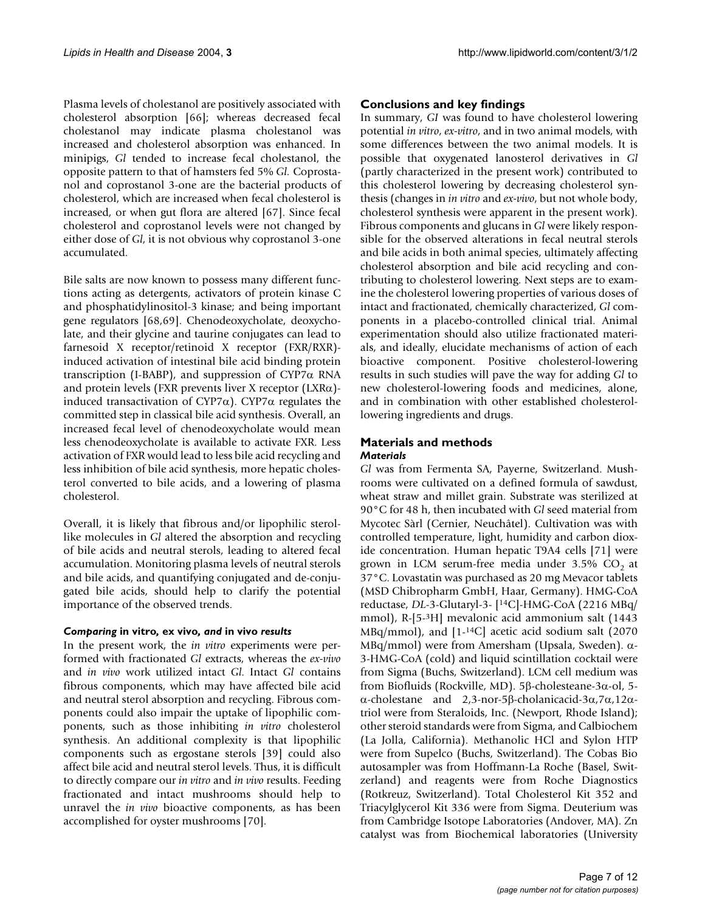Plasma levels of cholestanol are positively associated with cholesterol absorption [66]; whereas decreased fecal cholestanol may indicate plasma cholestanol was increased and cholesterol absorption was enhanced. In minipigs, *Gl* tended to increase fecal cholestanol, the opposite pattern to that of hamsters fed 5% *Gl*. Coprostanol and coprostanol 3-one are the bacterial products of cholesterol, which are increased when fecal cholesterol is increased, or when gut flora are altered [67]. Since fecal cholesterol and coprostanol levels were not changed by either dose of *Gl*, it is not obvious why coprostanol 3-one accumulated.

Bile salts are now known to possess many different functions acting as detergents, activators of protein kinase C and phosphatidylinositol-3 kinase; and being important gene regulators [68,69]. Chenodeoxycholate, deoxycholate, and their glycine and taurine conjugates can lead to farnesoid X receptor/retinoid X receptor (FXR/RXR)-induced activation of intestinal bile acid binding protein transcription (I-BABP), and suppression of CYP7α RNA and protein levels (FXR prevents liver X receptor (LXRα)-induced transactivation of CYP7α). CYP7α regulates the committed step in classical bile acid synthesis. Overall, an increased fecal level of chenodeoxycholate would mean less chenodeoxycholate is available to activate FXR. Less activation of FXR would lead to less bile acid recycling and less inhibition of bile acid synthesis, more hepatic cholesterol converted to bile acids, and a lowering of plasma cholesterol.

Overall, it is likely that fibrous and/or lipophilic sterol-like molecules in *Gl* altered the absorption and recycling of bile acids and neutral sterols, leading to altered fecal accumulation. Monitoring plasma levels of neutral sterols and bile acids, and quantifying conjugated and de-conjugated bile acids, should help to clarify the potential importance of the observed trends.

### *Comparing* in vitro, ex vivo, *and* in vivo *results*

In the present work, the *in vitro* experiments were performed with fractionated *Gl* extracts, whereas the *ex-vivo* and *in vivo* work utilized intact *Gl*. Intact *Gl* contains fibrous components, which may have affected bile acid and neutral sterol absorption and recycling. Fibrous components could also impair the uptake of lipophilic components, such as those inhibiting *in vitro* cholesterol synthesis. An additional complexity is that lipophilic components such as ergostane sterols [39] could also affect bile acid and neutral sterol levels. Thus, it is difficult to directly compare our *in vitro* and *in vivo* results. Feeding fractionated and intact mushrooms should help to unravel the *in vivo* bioactive components, as has been accomplished for oyster mushrooms [70].

## Conclusions and key findings

In summary, *GI* was found to have cholesterol lowering potential *in vitro*, *ex-vitro*, and in two animal models, with some differences between the two animal models. It is possible that oxygenated lanosterol derivatives in *Gl* (partly characterized in the present work) contributed to this cholesterol lowering by decreasing cholesterol synthesis (changes in *in vitro* and *ex-vivo*, but not whole body, cholesterol synthesis were apparent in the present work). Fibrous components and glucans in *Gl* were likely responsible for the observed alterations in fecal neutral sterols and bile acids in both animal species, ultimately affecting cholesterol absorption and bile acid recycling and contributing to cholesterol lowering. Next steps are to examine the cholesterol lowering properties of various doses of intact and fractionated, chemically characterized, *Gl* components in a placebo-controlled clinical trial. Animal experimentation should also utilize fractionated materials, and ideally, elucidate mechanisms of action of each bioactive component. Positive cholesterol-lowering results in such studies will pave the way for adding *Gl* to new cholesterol-lowering foods and medicines, alone, and in combination with other established cholesterol-lowering ingredients and drugs.

## Materials and methods

### *Materials*

*Gl* was from Fermenta SA, Payerne, Switzerland. Mushrooms were cultivated on a defined formula of sawdust, wheat straw and millet grain. Substrate was sterilized at 90°C for 48 h, then incubated with *Gl* seed material from Mycotec Sàrl (Cernier, Neuchâtel). Cultivation was with controlled temperature, light, humidity and carbon dioxide concentration. Human hepatic T9A4 cells [71] were grown in LCM serum-free media under 3.5% $CO_2$ at 37°C. Lovastatin was purchased as 20 mg Mevacor tablets (MSD Chibropharm GmbH, Haar, Germany). HMG-CoA reductase, *DL*-3-Glutaryl-3- [$^{14}$C]-HMG-CoA (2216 MBq/mmol), R-[5-$^{3}$H] mevalonic acid ammonium salt (1443 MBq/mmol), and [1-$^{14}$C] acetic acid sodium salt (2070 MBq/mmol) were from Amersham (Upsala, Sweden). α-3-HMG-CoA (cold) and liquid scintillation cocktail were from Sigma (Buchs, Switzerland). LCM cell medium was from Biofluids (Rockville, MD). 5β-cholesteane-3α-ol, 5-α-cholestane and 2,3-nor-5β-cholanicacid-3α,7α,12α-triol were from Steraloids, Inc. (Newport, Rhode Island); other steroid standards were from Sigma, and Calbiochem (La Jolla, California). Methanolic HCl and Sylon HTP were from Supelco (Buchs, Switzerland). The Cobas Bio autosampler was from Hoffmann-La Roche (Basel, Switzerland) and reagents were from Roche Diagnostics (Rotkreuz, Switzerland). Total Cholesterol Kit 352 and Triacylglycerol Kit 336 were from Sigma. Deuterium was from Cambridge Isotope Laboratories (Andover, MA). Zn catalyst was from Biochemical laboratories (University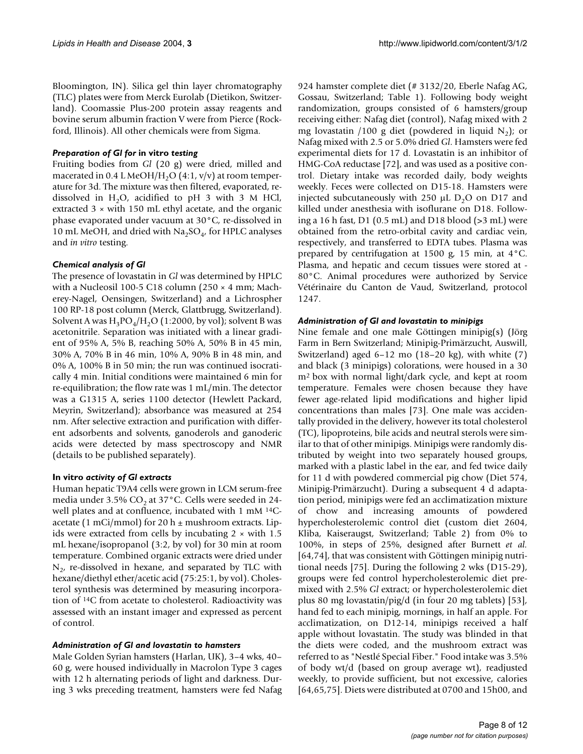Bloomington, IN). Silica gel thin layer chromatography (TLC) plates were from Merck Eurolab (Dietikon, Switzerland). Coomassie Plus-200 protein assay reagents and bovine serum albumin fraction V were from Pierce (Rockford, Illinois). All other chemicals were from Sigma.

### *Preparation of Gl for* in vitro *testing*

Fruiting bodies from *Gl* (20 g) were dried, milled and macerated in 0.4 L MeOH/$H_2O$ (4:1, v/v) at room temperature for 3d. The mixture was then filtered, evaporated, re-dissolved in $H_2O$, acidified to pH 3 with 3 M HCl, extracted 3 × with 150 mL ethyl acetate, and the organic phase evaporated under vacuum at 30°C, re-dissolved in 10 mL MeOH, and dried with $Na_2SO_4$, for HPLC analyses and *in vitro* testing.

### *Chemical analysis of Gl*

The presence of lovastatin in *Gl* was determined by HPLC with a Nucleosil 100-5 C18 column (250 × 4 mm; Macherey-Nagel, Oensingen, Switzerland) and a Lichrospher 100 RP-18 post column (Merck, Glattbrugg, Switzerland). Solvent A was $H_3PO_4/H_2O$ (1:2000, by vol); solvent B was acetonitrile. Separation was initiated with a linear gradient of 95% A, 5% B, reaching 50% A, 50% B in 45 min, 30% A, 70% B in 46 min, 10% A, 90% B in 48 min, and 0% A, 100% B in 50 min; the run was continued isocratically 4 min. Initial conditions were maintained 6 min for re-equilibration; the flow rate was 1 mL/min. The detector was a G1315 A, series 1100 detector (Hewlett Packard, Meyrin, Switzerland); absorbance was measured at 254 nm. After selective extraction and purification with different adsorbents and solvents, ganoderols and ganoderic acids were detected by mass spectroscopy and NMR (details to be published separately).

### In vitro *activity of Gl extracts*

Human hepatic T9A4 cells were grown in LCM serum-free media under 3.5% $CO_2$ at 37°C. Cells were seeded in 24-well plates and at confluence, incubated with 1 mM $^{14}C$-acetate (1 mCi/mmol) for 20 h ± mushroom extracts. Lipids were extracted from cells by incubating 2 × with 1.5 mL hexane/isopropanol (3:2, by vol) for 30 min at room temperature. Combined organic extracts were dried under $N_2$, re-dissolved in hexane, and separated by TLC with hexane/diethyl ether/acetic acid (75:25:1, by vol). Cholesterol synthesis was determined by measuring incorporation of $^{14}C$ from acetate to cholesterol. Radioactivity was assessed with an instant imager and expressed as percent of control.

### *Administration of Gl and lovastatin to hamsters*

Male Golden Syrian hamsters (Harlan, UK), 3–4 wks, 40–60 g, were housed individually in Macrolon Type 3 cages with 12 h alternating periods of light and darkness. During 3 wks preceding treatment, hamsters were fed Nafag 924 hamster complete diet (# 3132/20, Eberle Nafag AG, Gossau, Switzerland; Table 1). Following body weight randomization, groups consisted of 6 hamsters/group receiving either: Nafag diet (control), Nafag mixed with 2 mg lovastatin /100 g diet (powdered in liquid $N_2$); or Nafag mixed with 2.5 or 5.0% dried *Gl*. Hamsters were fed experimental diets for 17 d. Lovastatin is an inhibitor of HMG-CoA reductase [72], and was used as a positive control. Dietary intake was recorded daily, body weights weekly. Feces were collected on D15-18. Hamsters were injected subcutaneously with 250 μL $D_2O$ on D17 and killed under anesthesia with isoflurane on D18. Following a 16 h fast, D1 (0.5 mL) and D18 blood (>3 mL) were obtained from the retro-orbital cavity and cardiac vein, respectively, and transferred to EDTA tubes. Plasma was prepared by centrifugation at 1500 g, 15 min, at 4°C. Plasma, and hepatic and cecum tissues were stored at -80°C. Animal procedures were authorized by Service Vétérinaire du Canton de Vaud, Switzerland, protocol 1247.

### *Administration of Gl and lovastatin to minipigs*

Nine female and one male Göttingen minipig(s) (Jörg Farm in Bern Switzerland; Minipig-Primärzucht, Auswill, Switzerland) aged 6–12 mo (18–20 kg), with white (7) and black (3 minipigs) colorations, were housed in a 30 $m^2$ box with normal light/dark cycle, and kept at room temperature. Females were chosen because they have fewer age-related lipid modifications and higher lipid concentrations than males [73]. One male was accidentally provided in the delivery, however its total cholesterol (TC), lipoproteins, bile acids and neutral sterols were similar to that of other minipigs. Minipigs were randomly distributed by weight into two separately housed groups, marked with a plastic label in the ear, and fed twice daily for 11 d with powdered commercial pig chow (Diet 574, Minipig-Primärzucht). During a subsequent 4 d adaptation period, minipigs were fed an acclimatization mixture of chow and increasing amounts of powdered hypercholesterolemic control diet (custom diet 2604, Kliba, Kaiseraugst, Switzerland; Table 2) from 0% to 100%, in steps of 25%, designed after Burnett *et al.* [64,74], that was consistent with Göttingen minipig nutritional needs [75]. During the following 2 wks (D15-29), groups were fed control hypercholesterolemic diet premixed with 2.5% *Gl* extract; or hypercholesterolemic diet plus 80 mg lovastatin/pig/d (in four 20 mg tablets) [53], hand fed to each minipig, mornings, in half an apple. For acclimatization, on D12-14, minipigs received a half apple without lovastatin. The study was blinded in that the diets were coded, and the mushroom extract was referred to as "Nestlé Special Fiber." Food intake was 3.5% of body wt/d (based on group average wt), readjusted weekly, to provide sufficient, but not excessive, calories [64,65,75]. Diets were distributed at 0700 and 15h00, and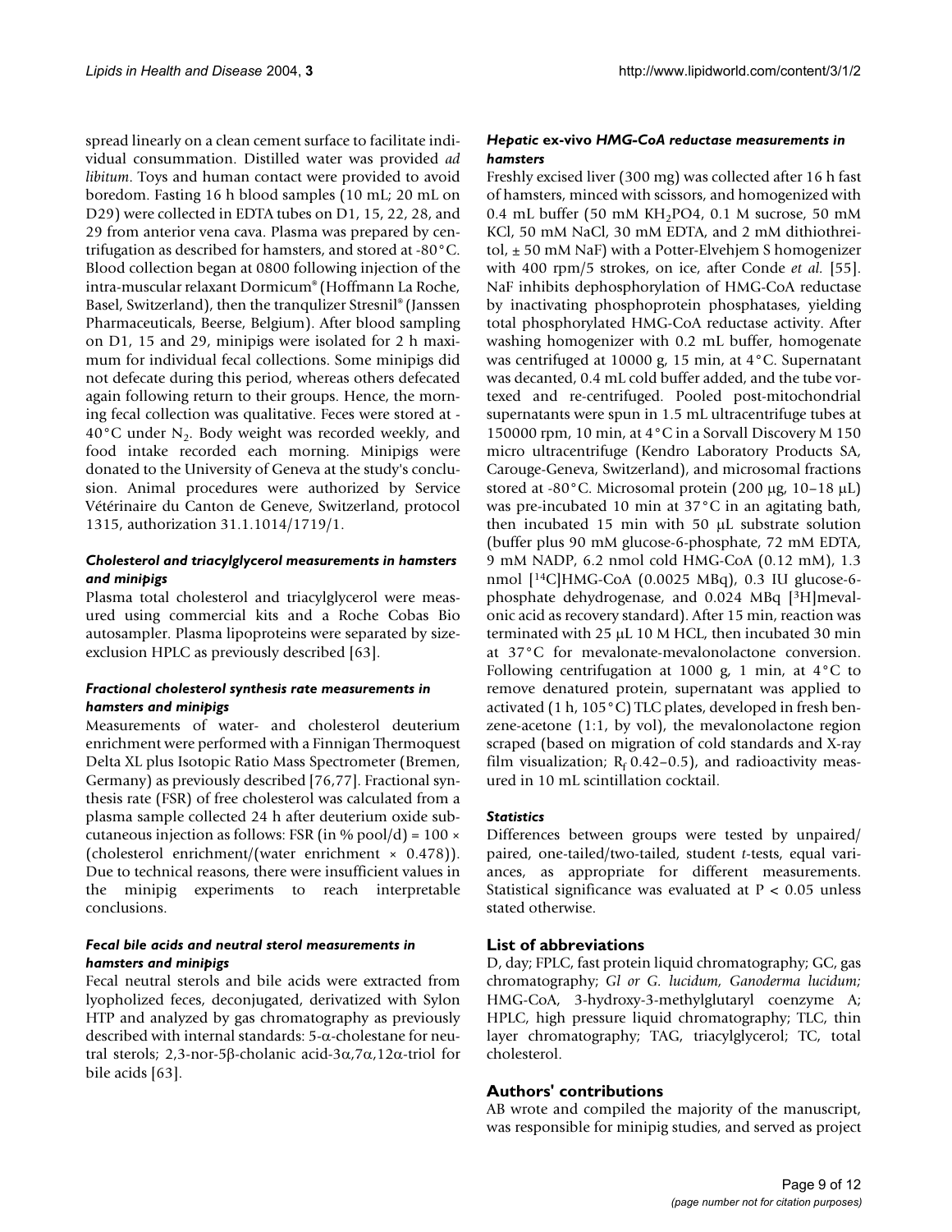spread linearly on a clean cement surface to facilitate individual consummation. Distilled water was provided *ad libitum*. Toys and human contact were provided to avoid boredom. Fasting 16 h blood samples (10 mL; 20 mL on D29) were collected in EDTA tubes on D1, 15, 22, 28, and 29 from anterior vena cava. Plasma was prepared by centrifugation as described for hamsters, and stored at -80°C. Blood collection began at 0800 following injection of the intra-muscular relaxant Dormicum® (Hoffmann La Roche, Basel, Switzerland), then the tranquilizer Stresnil® (Janssen Pharmaceuticals, Beerse, Belgium). After blood sampling on D1, 15 and 29, minipigs were isolated for 2 h maximum for individual fecal collections. Some minipigs did not defecate during this period, whereas others defecated again following return to their groups. Hence, the morning fecal collection was qualitative. Feces were stored at -40°C under $N_2$. Body weight was recorded weekly, and food intake recorded each morning. Minipigs were donated to the University of Geneva at the study's conclusion. Animal procedures were authorized by Service Vétérinaire du Canton de Geneve, Switzerland, protocol 1315, authorization 31.1.1014/1719/1.

### *Cholesterol and triacylglycerol measurements in hamsters and minipigs*

Plasma total cholesterol and triacylglycerol were measured using commercial kits and a Roche Cobas Bio autosampler. Plasma lipoproteins were separated by size-exclusion HPLC as previously described [63].

### *Fractional cholesterol synthesis rate measurements in hamsters and minipigs*

Measurements of water- and cholesterol deuterium enrichment were performed with a Finnigan Thermoquest Delta XL plus Isotopic Ratio Mass Spectrometer (Bremen, Germany) as previously described [76,77]. Fractional synthesis rate (FSR) of free cholesterol was calculated from a plasma sample collected 24 h after deuterium oxide subcutaneous injection as follows: FSR (in % pool/d) = 100 × (cholesterol enrichment/(water enrichment × 0.478)). Due to technical reasons, there were insufficient values in the minipig experiments to reach interpretable conclusions.

### *Fecal bile acids and neutral sterol measurements in hamsters and minipigs*

Fecal neutral sterols and bile acids were extracted from lyophilized feces, deconjugated, derivatized with Sylon HTP and analyzed by gas chromatography as previously described with internal standards: 5-α-cholestane for neutral sterols; 2,3-nor-5β-cholanic acid-3α,7α,12α-triol for bile acids [63].

### *Hepatic ex-vivo HMG-CoA reductase measurements in hamsters*

Freshly excised liver (300 mg) was collected after 16 h fast of hamsters, minced with scissors, and homogenized with 0.4 mL buffer (50 mM $KH_2PO4$, 0.1 M sucrose, 50 mM KCl, 50 mM NaCl, 30 mM EDTA, and 2 mM dithiothreitol, ± 50 mM NaF) with a Potter-Elvehjem S homogenizer with 400 rpm/5 strokes, on ice, after Conde *et al.* [55]. NaF inhibits dephosphorylation of HMG-CoA reductase by inactivating phosphoprotein phosphatases, yielding total phosphorylated HMG-CoA reductase activity. After washing homogenizer with 0.2 mL buffer, homogenate was centrifuged at 10000 g, 15 min, at 4°C. Supernatant was decanted, 0.4 mL cold buffer added, and the tube vortexed and re-centrifuged. Pooled post-mitochondrial supernatants were spun in 1.5 mL ultracentrifuge tubes at 150000 rpm, 10 min, at 4°C in a Sorvall Discovery M 150 micro ultracentrifuge (Kendro Laboratory Products SA, Carouge-Geneva, Switzerland), and microsomal fractions stored at -80°C. Microsomal protein (200 μg, 10–18 μL) was pre-incubated 10 min at 37°C in an agitating bath, then incubated 15 min with 50 μL substrate solution (buffer plus 90 mM glucose-6-phosphate, 72 mM EDTA, 9 mM NADP, 6.2 nmol cold HMG-CoA (0.12 mM), 1.3 nmol [$^{14}$C]HMG-CoA (0.0025 MBq), 0.3 IU glucose-6-phosphate dehydrogenase, and 0.024 MBq [$^{3}$H]mevalonic acid as recovery standard). After 15 min, reaction was terminated with 25 μL 10 M HCL, then incubated 30 min at 37°C for mevalonate-mevalonolactone conversion. Following centrifugation at 1000 g, 1 min, at 4°C to remove denatured protein, supernatant was applied to activated (1 h, 105°C) TLC plates, developed in fresh benzene-acetone (1:1, by vol), the mevalonolactone region scraped (based on migration of cold standards and X-ray film visualization; $R_f$ 0.42–0.5), and radioactivity measured in 10 mL scintillation cocktail.

### *Statistics*

Differences between groups were tested by unpaired/paired, one-tailed/two-tailed, student *t*-tests, equal variances, as appropriate for different measurements. Statistical significance was evaluated at $P < 0.05$ unless stated otherwise.

## List of abbreviations

D, day; FPLC, fast protein liquid chromatography; GC, gas chromatography; *Gl or G. lucidum, Ganoderma lucidum;* HMG-CoA, 3-hydroxy-3-methylglutaryl coenzyme A; HPLC, high pressure liquid chromatography; TLC, thin layer chromatography; TAG, triacylglycerol; TC, total cholesterol.

## Authors' contributions

AB wrote and compiled the majority of the manuscript, was responsible for minipig studies, and served as project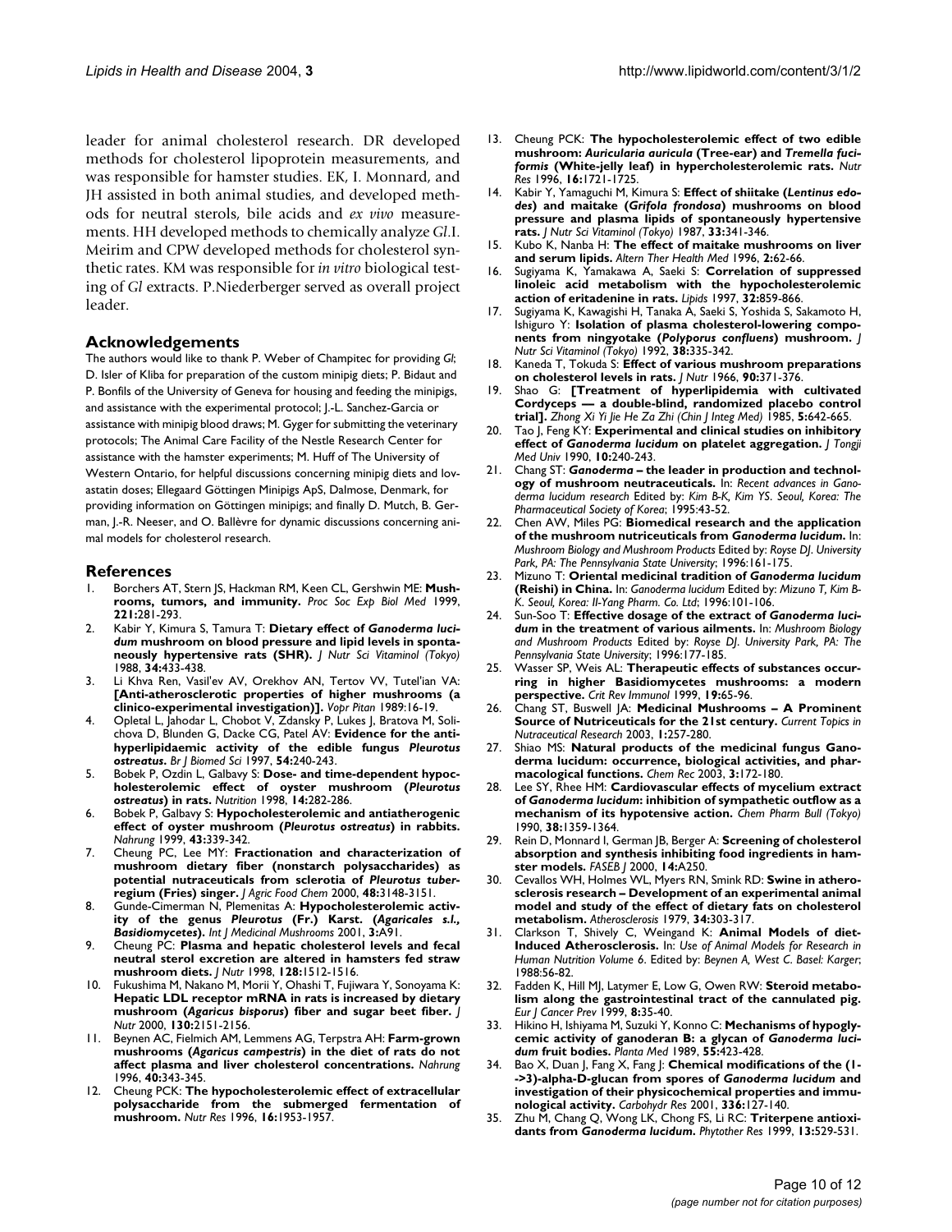leader for animal cholesterol research. DR developed methods for cholesterol lipoprotein measurements, and was responsible for hamster studies. EK, I. Monnard, and JH assisted in both animal studies, and developed methods for neutral sterols, bile acids and *ex vivo* measurements. HH developed methods to chemically analyze *Gl*.I. Meirim and CPW developed methods for cholesterol synthetic rates. KM was responsible for *in vitro* biological testing of *Gl* extracts. P.Niederberger served as overall project leader.

## Acknowledgements

The authors would like to thank P. Weber of Champitec for providing *Gl*; D. Isler of Kliba for preparation of the custom minipig diets; P. Bidaut and P. Bonfils of the University of Geneva for housing and feeding the minipigs, and assistance with the experimental protocol; J.-L. Sanchez-Garcia or assistance with minipig blood draws; M. Gyger for submitting the veterinary protocols; The Animal Care Facility of the Nestle Research Center for assistance with the hamster experiments; M. Huff of The University of Western Ontario, for helpful discussions concerning minipig diets and lovastatin doses; Ellegaard Göttingen Minipigs ApS, Dalmose, Denmark, for providing information on Göttingen minipigs; and finally D. Mutch, B. German, J.-R. Neeser, and O. Ballèvre for dynamic discussions concerning animal models for cholesterol research.

## References

1. Borchers AT, Stern JS, Hackman RM, Keen CL, Gershwin ME: **Mushrooms, tumors, and immunity.** *Proc Soc Exp Biol Med* 1999, **221:**281-293.
2. Kabir Y, Kimura S, Tamura T: **Dietary effect of *Ganoderma lucidum* mushroom on blood pressure and lipid levels in spontaneously hypertensive rats (SHR).** *J Nutr Sci Vitaminol (Tokyo)* 1988, **34:**433-438.
3. Li Khva Ren, Vasil'ev AV, Orekhov AN, Tertov VV, Tutel'ian VA: **[Anti-atherosclerotic properties of higher mushrooms (a clinico-experimental investigation)].** *Vopr Pitan* 1989:16-19.
4. Opletal L, Jahodar L, Chobot V, Zdansky P, Lukes J, Bratova M, Solichova D, Blunden G, Dacke CG, Patel AV: **Evidence for the anti-hyperlipidaemic activity of the edible fungus *Pleurotus ostreatus*.** *Br J Biomed Sci* 1997, **54:**240-243.
5. Bobek P, Ozdin L, Galbavy S: **Dose- and time-dependent hypocholesterolemic effect of oyster mushroom (*Pleurotus ostreatus*) in rats.** *Nutrition* 1998, **14:**282-286.
6. Bobek P, Galbavy S: **Hypocholesterolemic and antiatherogenic effect of oyster mushroom (*Pleurotus ostreatus*) in rabbits.** *Nahrung* 1999, **43:**339-342.
7. Cheung PC, Lee MY: **Fractionation and characterization of mushroom dietary fiber (nonstarch polysaccharides) as potential nutraceuticals from sclerotia of *Pleurotus tuber-regium* (Fries) singer.** *J Agric Food Chem* 2000, **48:**3148-3151.
8. Gunde-Cimerman N, Plemenitas A: **Hypocholesterolemic activity of the genus *Pleurotus* (Fr.) Karst. (*Agaricales s.l., Basidiomycetes*).** *Int J Medicinal Mushrooms* 2001, **3:**A91.
9. Cheung PC: **Plasma and hepatic cholesterol levels and fecal neutral sterol excretion are altered in hamsters fed straw mushroom diets.** *J Nutr* 1998, **128:**1512-1516.
10. Fukushima M, Nakano M, Morii Y, Ohashi T, Fujiwara Y, Sonoyama K: **Hepatic LDL receptor mRNA in rats is increased by dietary mushroom (*Agaricus bisporus*) fiber and sugar beet fiber.** *J Nutr* 2000, **130:**2151-2156.
11. Beynen AC, Fielmich AM, Lemmens AG, Terpstra AH: **Farm-grown mushrooms (*Agaricus campestris*) in the diet of rats do not affect plasma and liver cholesterol concentrations.** *Nahrung* 1996, **40:**343-345.
12. Cheung PCK: **The hypocholesterolemic effect of extracellular polysaccharide from the submerged fermentation of mushroom.** *Nutr Res* 1996, **16:**1953-1957.
13. Cheung PCK: **The hypocholesterolemic effect of two edible mushroom: *Auricularia auricula* (Tree-ear) and *Tremella fuciformis* (White-jelly leaf) in hypercholesterolemic rats.** *Nutr Res* 1996, **16:**1721-1725.
14. Kabir Y, Yamaguchi M, Kimura S: **Effect of shiitake (*Lentinus edodes*) and maitake (*Grifola frondosa*) mushrooms on blood pressure and plasma lipids of spontaneously hypertensive rats.** *J Nutr Sci Vitaminol (Tokyo)* 1987, **33:**341-346.
15. Kubo K, Nanba H: **The effect of maitake mushrooms on liver and serum lipids.** *Altern Ther Health Med* 1996, **2:**62-66.
16. Sugiyama K, Yamakawa A, Saeki S: **Correlation of suppressed linoleic acid metabolism with the hypocholesterolemic action of eritadenine in rats.** *Lipids* 1997, **32:**859-866.
17. Sugiyama K, Kawagishi H, Tanaka A, Saeki S, Yoshida S, Sakamoto H, Ishiguro Y: **Isolation of plasma cholesterol-lowering components from ningyotake (*Polyporus confluens*) mushroom.** *J Nutr Sci Vitaminol (Tokyo)* 1992, **38:**335-342.
18. Kaneda T, Tokuda S: **Effect of various mushroom preparations on cholesterol levels in rats.** *J Nutr* 1966, **90:**371-376.
19. Shao G: **[Treatment of hyperlipidemia with cultivated Cordyceps — a double-blind, randomized placebo control trial].** *Zhong Xi Yi Jie He Za Zhi (Chin J Integ Med)* 1985, **5:**642-665.
20. Tao J, Feng KY: **Experimental and clinical studies on inhibitory effect of *Ganoderma lucidum* on platelet aggregation.** *J Tongji Med Univ* 1990, **10:**240-243.
21. Chang ST: ***Ganoderma* – the leader in production and technology of mushroom neutraceuticals.** In: *Recent advances in Ganoderma lucidum research* Edited by: *Kim B-K, Kim YS. Seoul, Korea: The Pharmaceutical Society of Korea*; 1995:43-52.
22. Chen AW, Miles PG: **Biomedical research and the application of the mushroom nutriceuticals from *Ganoderma lucidum*.** In: *Mushroom Biology and Mushroom Products* Edited by: *Royse DJ. University Park, PA: The Pennsylvania State University*; 1996:161-175.
23. Mizuno T: **Oriental medicinal tradition of *Ganoderma lucidum* (Reishi) in China.** In: *Ganoderma lucidum* Edited by: *Mizuno T, Kim B-K. Seoul, Korea: Il-Yang Pharm. Co. Ltd*; 1996:101-106.
24. Sun-Soo T: **Effective dosage of the extract of *Ganoderma lucidum* in the treatment of various ailments.** In: *Mushroom Biology and Mushroom Products* Edited by: *Royse DJ. University Park, PA: The Pennsylvania State University*; 1996:177-185.
25. Wasser SP, Weis AL: **Therapeutic effects of substances occurring in higher Basidiomycetes mushrooms: a modern perspective.** *Crit Rev Immunol* 1999, **19:**65-96.
26. Chang ST, Buswell JA: **Medicinal Mushrooms – A Prominent Source of Nutriceuticals for the 21st century.** *Current Topics in Nutraceutical Research* 2003, **1:**257-280.
27. Shiao MS: **Natural products of the medicinal fungus Ganoderma lucidum: occurrence, biological activities, and pharmacological functions.** *Chem Rec* 2003, **3:**172-180.
28. Lee SY, Rhee HM: **Cardiovascular effects of mycelium extract of *Ganoderma lucidum*: inhibition of sympathetic outflow as a mechanism of its hypotensive action.** *Chem Pharm Bull (Tokyo)* 1990, **38:**1359-1364.
29. Rein D, Monnard I, German JB, Berger A: **Screening of cholesterol absorption and synthesis inhibiting food ingredients in hamster models.** *FASEB J* 2000, **14:**A250.
30. Cevallos WH, Holmes WL, Myers RN, Smink RD: **Swine in atherosclerosis research – Development of an experimental animal model and study of the effect of dietary fats on cholesterol metabolism.** *Atherosclerosis* 1979, **34:**303-317.
31. Clarkson T, Shively C, Weingand K: **Animal Models of diet-Induced Atherosclerosis.** In: *Use of Animal Models for Research in Human Nutrition Volume 6*. Edited by: *Beynen A, West C. Basel: Karger*; 1988:56-82.
32. Fadden K, Hill MJ, Latymer E, Low G, Owen RW: **Steroid metabolism along the gastrointestinal tract of the cannulated pig.** *Eur J Cancer Prev* 1999, **8:**35-40.
33. Hikino H, Ishiyama M, Suzuki Y, Konno C: **Mechanisms of hypoglycemic activity of ganoderan B: a glycan of *Ganoderma lucidum* fruit bodies.** *Planta Med* 1989, **55:**423-428.
34. Bao X, Duan J, Fang X, Fang J: **Chemical modifications of the (1->3)-alpha-D-glucan from spores of *Ganoderma lucidum* and investigation of their physicochemical properties and immunological activity.** *Carbohydr Res* 2001, **336:**127-140.
35. Zhu M, Chang Q, Wong LK, Chong FS, Li RC: **Triterpene antioxidants from *Ganoderma lucidum*.** *Phytother Res* 1999, **13:**529-531.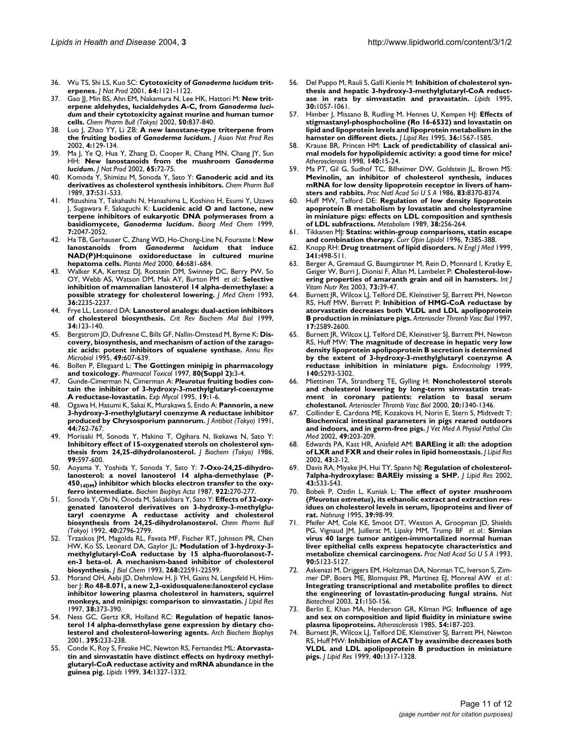36. Wu TS, Shi LS, Kuo SC: **Cytotoxicity of *Ganoderma lucidum* triterpenes.** *J Nat Prod* 2001, **64:**1121-1122.
37. Gao JJ, Min BS, Ahn EM, Nakamura N, Lee HK, Hattori M: **New triterpene aldehydes, lucialdehydes A-C, from *Ganoderma lucidum* and their cytotoxicity against murine and human tumor cells.** *Chem Pharm Bull (Tokyo)* 2002, **50:**837-840.
38. Luo J, Zhao YY, Li ZB: **A new lanostane-type triterpene from the fruiting bodies of *Ganoderma lucidum*.** *J Asian Nat Prod Res* 2002, **4:**129-134.
39. Ma J, Ye Q, Hua Y, Zhang D, Cooper R, Chang MN, Chang JY, Sun HH: **New lanostanoids from the mushroom *Ganoderma lucidum*.** *J Nat Prod* 2002, **65:**72-75.
40. Komoda Y, Shimizu M, Sonoda Y, Sato Y: **Ganoderic acid and its derivatives as cholesterol synthesis inhibitors.** *Chem Pharm Bull* 1989, **37:**531-533.
41. Mizushina Y, Takahashi N, Hanashima L, Koshino H, Esumi Y, Uzawa J, Sugawara F, Sakaguchi K: **Lucidenic acid O and lactone, new terpene inhibitors of eukaryotic DNA polymerases from a basidiomycete, *Ganoderma lucidum*.** *Bioorg Med Chem* 1999, **7:**2047-2052.
42. Ha TB, Gerhauser C, Zhang WD, Ho-Chong-Line N, Fouraste I: **New lanostanoids from *Ganoderma lucidum* that induce NAD(P)H:quinone oxidoreductase in cultured murine hepatoma cells.** *Planta Med* 2000, **66:**681-684.
43. Walker KA, Kertesz DJ, Rotstein DM, Swinney DC, Berry PW, So OY, Webb AS, Watson DM, Mak AY, Burton PM *et al.*: **Selective inhibition of mammalian lanosterol 14 alpha-demethylase: a possible strategy for cholesterol lowering.** *J Med Chem* 1993, **36:**2235-2237.
44. Frye LL, Leonard DA: **Lanosterol analogs: dual-action inhibitors of cholesterol biosynthesis.** *Crit Rev Biochem Mol Biol* 1999, **34:**123-140.
45. Bergstrom JD, Dufresne C, Bills GF, Nallin-Omstead M, Byrne K: **Discovery, biosynthesis, and mechanism of action of the zaragozic acids: potent inhibitors of squalene synthase.** *Annu Rev Microbiol* 1995, **49:**607-639.
46. Bollen P, Ellegaard L: **The Gottingen minipig in pharmacology and toxicology.** *Pharmacol Toxicol* 1997, **80(Suppl 2):**3-4.
47. Gunde-Cimerman N, Cimerman A: ***Pleurotus* fruiting bodies contain the inhibitor of 3-hydroxy-3-methylglutaryl-coenzyme A reductase-lovastatin.** *Exp Mycol* 1995, **19:**1-6.
48. Ogawa H, Hasumi K, Sakai K, Murakawa S, Endo A: **Pannorin, a new 3-hydroxy-3-methylglutaryl coenzyme A reductase inhibitor produced by Chrysosporium pannorum.** *J Antibiot (Tokyo)* 1991, **44:**762-767.
49. Morisaki M, Sonoda Y, Makino T, Ogihara N, Ikekawa N, Sato Y: **Inhibitory effect of 15-oxygenated sterols on cholesterol synthesis from 24,25-dihydrolanosterol.** *J Biochem (Tokyo)* 1986, **99:**597-600.
50. Aoyama Y, Yoshida Y, Sonoda Y, Sato Y: **7-Oxo-24,25-dihydrolanosterol: a novel lanosterol 14 alpha-demethylase (P-$450_{14DM}$) inhibitor which blocks electron transfer to the oxyferro intermediate.** *Biochim Biophys Acta* 1987, **922:**270-277.
51. Sonoda Y, Obi N, Onoda M, Sakakibara Y, Sato Y: **Effects of 32-oxygenated lanosterol derivatives on 3-hydroxy-3-methylglutaryl coenzyme A reductase activity and cholesterol biosynthesis from 24,25-dihydrolanosterol.** *Chem Pharm Bull (Tokyo)* 1992, **40:**2796-2799.
52. Trzaskos JM, Magolda RL, Favata MF, Fischer RT, Johnson PR, Chen HW, Ko SS, Leonard DA, Gaylor JL: **Modulation of 3-hydroxy-3-methylglutaryl-CoA reductase by 15 alpha-fluorolanost-7-en-3 beta-ol. A mechanism-based inhibitor of cholesterol biosynthesis.** *J Biol Chem* 1993, **268:**22591-22599.
53. Morand OH, Aebi JD, Dehmlow H, Ji YH, Gains N, Lengsfeld H, Himber J: **Ro 48-8.071, a new 2,3-oxidosqualene:lanosterol cyclase inhibitor lowering plasma cholesterol in hamsters, squirrel monkeys, and minipigs: comparison to simvastatin.** *J Lipid Res* 1997, **38:**373-390.
54. Ness GC, Gertz KR, Holland RC: **Regulation of hepatic lanosterol 14 alpha-demethylase gene expression by dietary cholesterol and cholesterol-lowering agents.** *Arch Biochem Biophys* 2001, **395:**233-238.
55. Conde K, Roy S, Freake HC, Newton RS, Fernandez ML: **Atorvastatin and simvastatin have distinct effects on hydroxy methylglutaryl-CoA reductase activity and mRNA abundance in the guinea pig.** *Lipids* 1999, **34:**1327-1332.
56. Del Puppo M, Rauli S, Galli Kienle M: **Inhibition of cholesterol synthesis and hepatic 3-hydroxy-3-methylglutaryl-CoA reductase in rats by simvastatin and pravastatin.** *Lipids* 1995, **30:**1057-1061.
57. Himber J, Missano B, Rudling M, Hennes U, Kempen HJ: **Effects of stigmastanyl-phosphocholine (Ro 16-6532) and lovastatin on lipid and lipoprotein levels and lipoprotein metabolism in the hamster on different diets.** *J Lipid Res* 1995, **36:**1567-1585.
58. Krause BR, Princen HM: **Lack of predictability of classical animal models for hypolipidemic activity: a good time for mice?** *Atherosclerosis* 1998, **140:**15-24.
59. Ma PT, Gil G, Sudhof TC, Bilheimer DW, Goldstein JL, Brown MS: **Mevinolin, an inhibitor of cholesterol synthesis, induces mRNA for low density lipoprotein receptor in livers of hamsters and rabbits.** *Proc Natl Acad Sci U S A* 1986, **83:**8370-8374.
60. Huff MW, Telford DE: **Regulation of low density lipoprotein apoprotein B metabolism by lovastatin and cholestyramine in miniature pigs: effects on LDL composition and synthesis of LDL subfractions.** *Metabolism* 1989, **38:**256-264.
61. Tikkanen MJ: **Statins: within-group comparisons, statin escape and combination therapy.** *Curr Opin Lipidol* 1996, **7:**385-388.
62. Knopp RH: **Drug treatment of lipid disorders.** *N Engl J Med* 1999, **341:**498-511.
63. Berger A, Gremaud G, Baumgartner M, Rein D, Monnard I, Kratky E, Geiger W, Burri J, Dionisi F, Allan M, Lambelet P: **Cholesterol-lowering properties of amaranth grain and oil in hamsters.** *Int J Vitam Nutr Res* 2003, **73:**39-47.
64. Burnett JR, Wilcox LJ, Telford DE, Kleinstiver SJ, Barrett PH, Newton RS, Huff MW, Barrett P: **Inhibition of HMG-CoA reductase by atorvastatin decreases both VLDL and LDL apolipoprotein B production in miniature pigs.** *Arterioscler Thromb Vasc Biol* 1997, **17:**2589-2600.
65. Burnett JR, Wilcox LJ, Telford DE, Kleinstiver SJ, Barrett PH, Newton RS, Huff MW: **The magnitude of decrease in hepatic very low density lipoprotein apolipoprotein B secretion is determined by the extent of 3-hydroxy-3-methylglutaryl coenzyme A reductase inhibition in miniature pigs.** *Endocrinology* 1999, **140:**5293-5302.
66. Miettinen TA, Strandberg TE, Gylling H: **Noncholesterol sterols and cholesterol lowering by long-term simvastatin treatment in coronary patients: relation to basal serum cholestanol.** *Arterioscler Thromb Vasc Biol* 2000, **20:**1340-1346.
67. Collinder E, Cardona ME, Kozakova H, Norin E, Stern S, Midtvedt T: **Biochemical intestinal parameters in pigs reared outdoors and indoors, and in germ-free pigs.** *J Vet Med A Physiol Pathol Clin Med* 2002, **49:**203-209.
68. Edwards PA, Kast HR, Anisfeld AM: **BAREing it all: the adoption of LXR and FXR and their roles in lipid homeostasis.** *J Lipid Res* 2002, **43:**2-12.
69. Davis RA, Miyake JH, Hui TY, Spann NJ: **Regulation of cholesterol-7alpha-hydroxylase: BARELy missing a SHP.** *J Lipid Res* 2002, **43:**533-543.
70. Bobek P, Ozdin L, Kuniak L: **The effect of oyster mushroom (*Pleurotus ostreatus*), its ethanolic extract and extraction residues on cholesterol levels in serum, lipoproteins and liver of rat.** *Nahrung* 1995, **39:**98-99.
71. Pfeifer AM, Cole KE, Smoot DT, Weston A, Groopman JD, Shields PG, Vignaud JM, Juillerat M, Lipsky MM, Trump BF *et al.*: **Simian virus 40 large tumor antigen-immortalized normal human liver epithelial cells express hepatocyte characteristics and metabolize chemical carcinogens.** *Proc Natl Acad Sci U S A* 1993, **90:**5123-5127.
72. Askenazi M, Driggers EM, Holtzman DA, Norman TC, Iverson S, Zimmer DP, Boers ME, Blomquist PR, Martinez EJ, Monreal AW *et al.*: **Integrating transcriptional and metabolite profiles to direct the engineering of lovastatin-producing fungal strains.** *Nat Biotechnol* 2003, **21:**150-156.
73. Berlin E, Khan MA, Henderson GR, Kliman PG: **Influence of age and sex on composition and lipid fluidity in miniature swine plasma lipoproteins.** *Atherosclerosis* 1985, **54:**187-203.
74. Burnett JR, Wilcox LJ, Telford DE, Kleinstiver SJ, Barrett PH, Newton RS, Huff MW: **Inhibition of ACAT by avasimibe decreases both VLDL and LDL apolipoprotein B production in miniature pigs.** *J Lipid Res* 1999, **40:**1317-1328.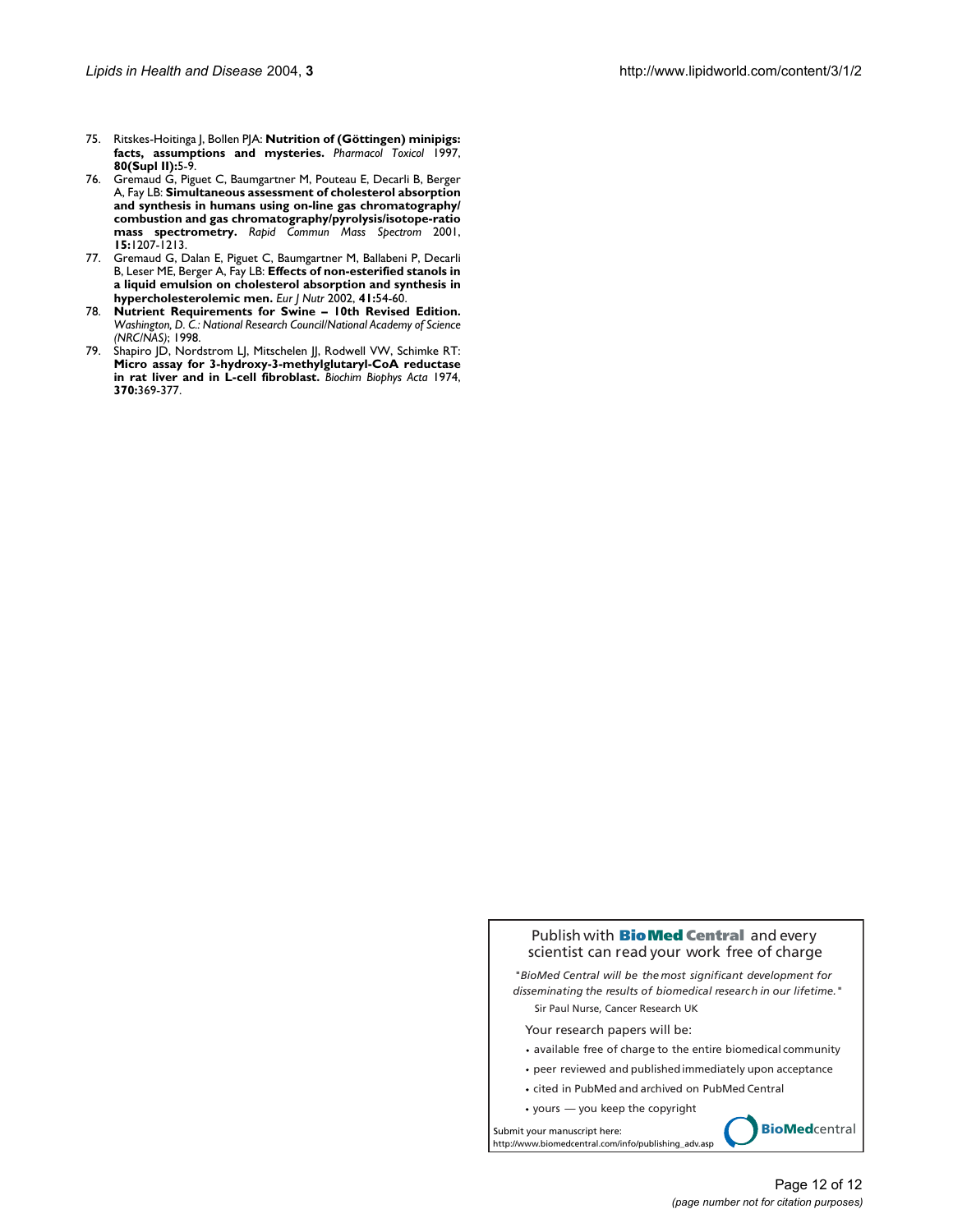75. Ritskes-Hoitinga J, Bollen PJA: **Nutrition of (Göttingen) minipigs: facts, assumptions and mysteries.** *Pharmacol Toxicol* 1997, **80(Supl II):**5-9.
76. Gremaud G, Piguet C, Baumgartner M, Pouteau E, Decarli B, Berger A, Fay LB: **Simultaneous assessment of cholesterol absorption and synthesis in humans using on-line gas chromatography/combustion and gas chromatography/pyrolysis/isotope-ratio mass spectrometry.** *Rapid Commun Mass Spectrom* 2001, **15:**1207-1213.
77. Gremaud G, Dalan E, Piguet C, Baumgartner M, Ballabeni P, Decarli B, Leser ME, Berger A, Fay LB: **Effects of non-esterified stanols in a liquid emulsion on cholesterol absorption and synthesis in hypercholesterolemic men.** *Eur J Nutr* 2002, **41:**54-60.
78. **Nutrient Requirements for Swine – 10th Revised Edition.** *Washington, D. C.: National Research Council/National Academy of Science (NRC/NAS)*; 1998.
79. Shapiro JD, Nordstrom LJ, Mitschelen JJ, Rodwell VW, Schimke RT: **Micro assay for 3-hydroxy-3-methylglutaryl-CoA reductase in rat liver and in L-cell fibroblast.** *Biochim Biophys Acta* 1974, **370:**369-377.

Publish with **BioMed Central** and every scientist can read your work free of charge

*"BioMed Central will be the most significant development for disseminating the results of biomedical research in our lifetime."*

Sir Paul Nurse, Cancer Research UK

Your research papers will be:

- available free of charge to the entire biomedical community
- peer reviewed and published immediately upon acceptance
- cited in PubMed and archived on PubMed Central
- yours — you keep the copyright

Submit your manuscript here:
http://www.biomedcentral.com/info/publishing_adv.asp

**BioMed**central